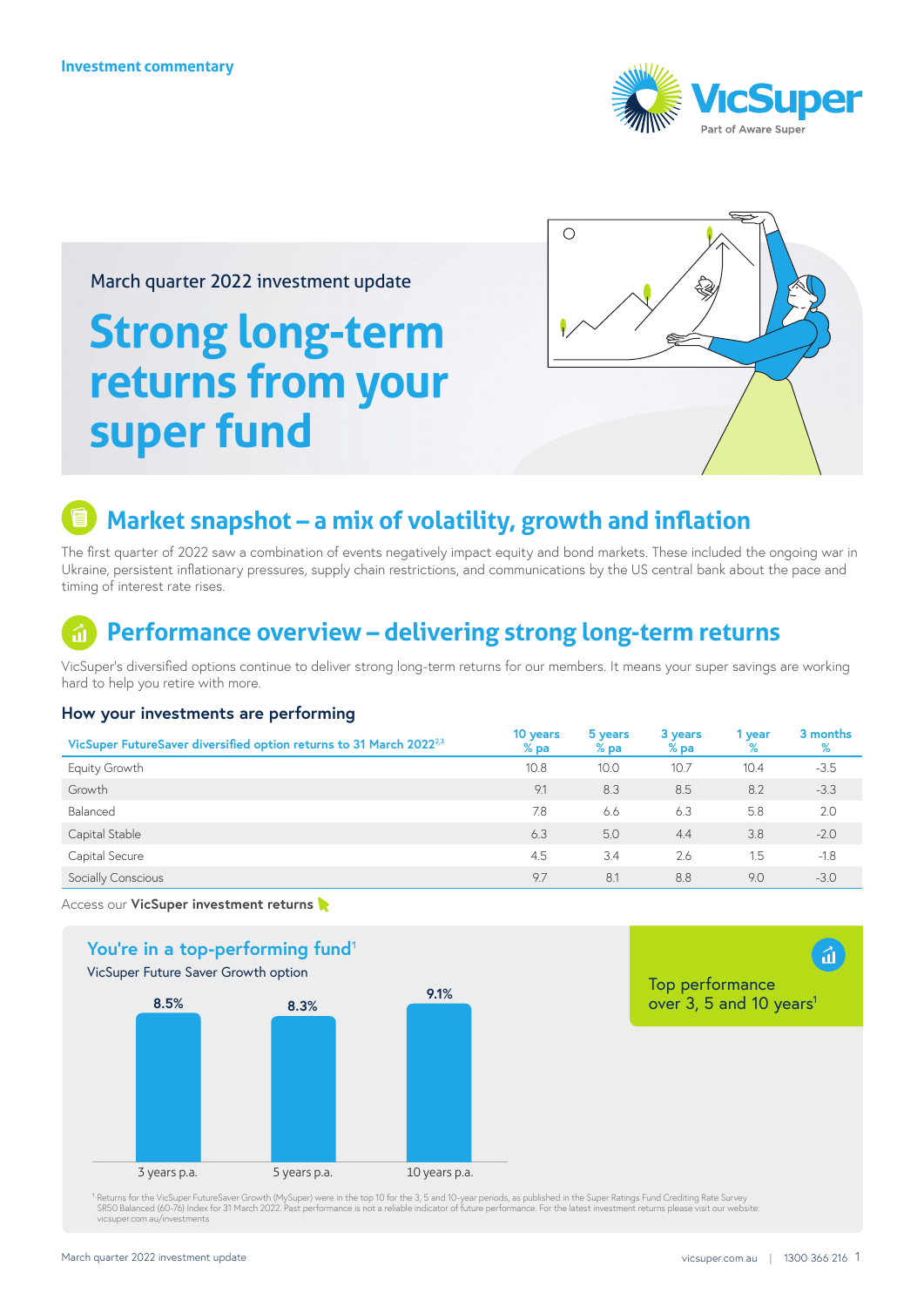Investment commentary

VicSuper
Part of Aware Super

March quarter 2022 investment update

# Strong long-term returns from your super fund

## Market snapshot – a mix of volatility, growth and inflation

The first quarter of 2022 saw a combination of events negatively impact equity and bond markets. These included the ongoing war in Ukraine, persistent inflationary pressures, supply chain restrictions, and communications by the US central bank about the pace and timing of interest rate rises.

## Performance overview – delivering strong long-term returns

VicSuper's diversified options continue to deliver strong long-term returns for our members. It means your super savings are working hard to help you retire with more.

### How your investments are performing

| VicSuper FutureSaver diversified option returns to 31 March 2022[2,3] | 10 years % pa | 5 years % pa | 3 years % pa | 1 year % | 3 months % |
|---|---|---|---|---|---|
| Equity Growth | 10.8 | 10.0 | 10.7 | 10.4 | -3.5 |
| Growth | 9.1 | 8.3 | 8.5 | 8.2 | -3.3 |
| Balanced | 7.8 | 6.6 | 6.3 | 5.8 | 2.0 |
| Capital Stable | 6.3 | 5.0 | 4.4 | 3.8 | -2.0 |
| Capital Secure | 4.5 | 3.4 | 2.6 | 1.5 | -1.8 |
| Socially Conscious | 9.7 | 8.1 | 8.8 | 9.0 | -3.0 |

Access our **VicSuper investment returns**

### You're in a top-performing fund[1]

VicSuper Future Saver Growth option

| 3 years p.a. | 5 years p.a. | 10 years p.a. |
|---|---|---|
| 8.5% | 8.3% | 9.1% |

Top performance over 3, 5 and 10 years[1]

[1] Returns for the VicSuper FutureSaver Growth (MySuper) were in the top 10 for the 3, 5 and 10-year periods, as published in the Super Ratings Fund Crediting Rate Survey SR50 Balanced (60-76) Index for 31 March 2022. Past performance is not a reliable indicator of future performance. For the latest investment returns please visit our website: vicsuper.com.au/investments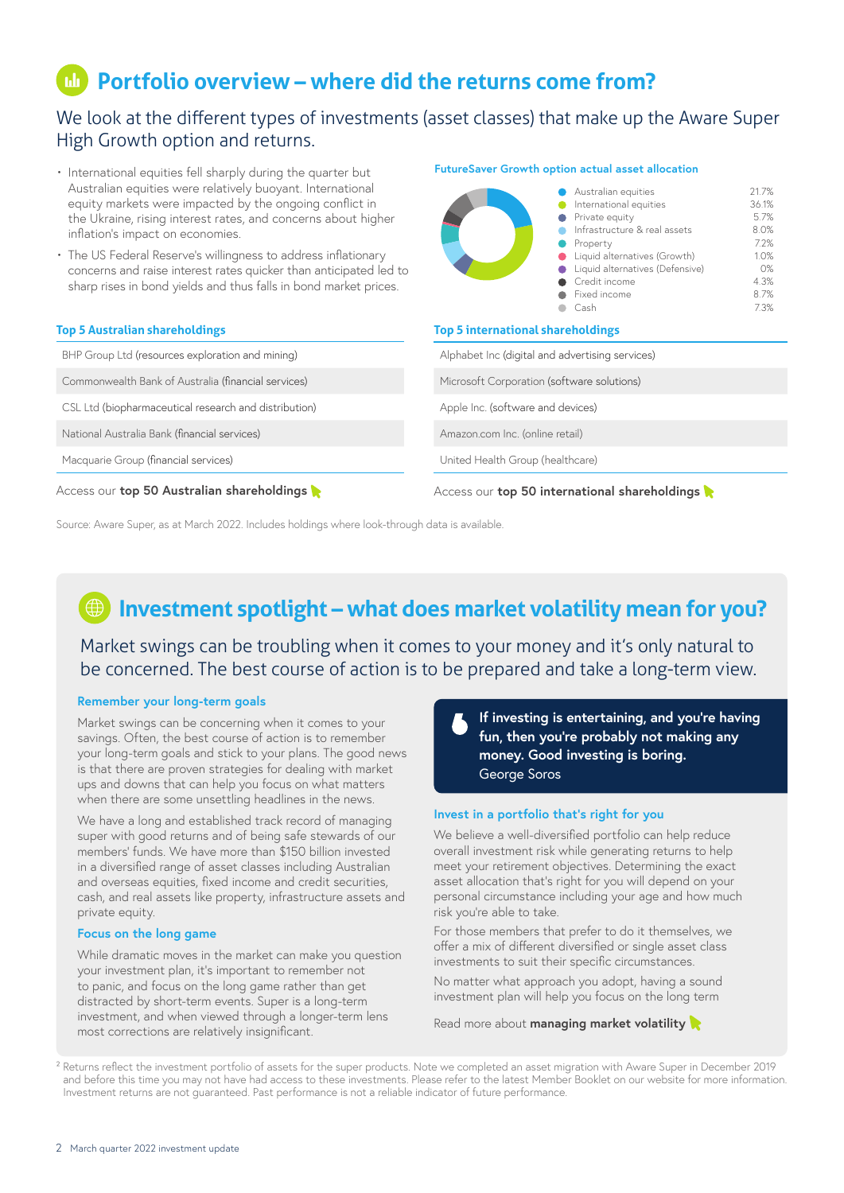# Portfolio overview – where did the returns come from?

We look at the different types of investments (asset classes) that make up the Aware Super High Growth option and returns.

- International equities fell sharply during the quarter but Australian equities were relatively buoyant. International equity markets were impacted by the ongoing conflict in the Ukraine, rising interest rates, and concerns about higher inflation's impact on economies.
- The US Federal Reserve's willingness to address inflationary concerns and raise interest rates quicker than anticipated led to sharp rises in bond yields and thus falls in bond market prices.

**FutureSaver Growth option actual asset allocation**

| Asset class | Allocation |
|---|---|
| Australian equities | 21.7% |
| International equities | 36.1% |
| Private equity | 5.7% |
| Infrastructure & real assets | 8.0% |
| Property | 7.2% |
| Liquid alternatives (Growth) | 1.0% |
| Liquid alternatives (Defensive) | 0% |
| Credit income | 4.3% |
| Fixed income | 8.7% |
| Cash | 7.3% |

### Top 5 Australian shareholdings

- BHP Group Ltd (resources exploration and mining)
- Commonwealth Bank of Australia (financial services)
- CSL Ltd (biopharmaceutical research and distribution)
- National Australia Bank (financial services)
- Macquarie Group (financial services)

Access our **top 50 Australian shareholdings**

### Top 5 international shareholdings

- Alphabet Inc (digital and advertising services)
- Microsoft Corporation (software solutions)
- Apple Inc. (software and devices)
- Amazon.com Inc. (online retail)
- United Health Group (healthcare)

Access our **top 50 international shareholdings**

Source: Aware Super, as at March 2022. Includes holdings where look-through data is available.

# Investment spotlight – what does market volatility mean for you?

Market swings can be troubling when it comes to your money and it's only natural to be concerned. The best course of action is to be prepared and take a long-term view.

### Remember your long-term goals

Market swings can be concerning when it comes to your savings. Often, the best course of action is to remember your long-term goals and stick to your plans. The good news is that there are proven strategies for dealing with market ups and downs that can help you focus on what matters when there are some unsettling headlines in the news.

We have a long and established track record of managing super with good returns and of being safe stewards of our members' funds. We have more than $150 billion invested in a diversified range of asset classes including Australian and overseas equities, fixed income and credit securities, cash, and real assets like property, infrastructure assets and private equity.

### Focus on the long game

While dramatic moves in the market can make you question your investment plan, it's important to remember not to panic, and focus on the long game rather than get distracted by short-term events. Super is a long-term investment, and when viewed through a longer-term lens most corrections are relatively insignificant.

> **If investing is entertaining, and you're having fun, then you're probably not making any money. Good investing is boring.**
> George Soros

### Invest in a portfolio that's right for you

We believe a well-diversified portfolio can help reduce overall investment risk while generating returns to help meet your retirement objectives. Determining the exact asset allocation that's right for you will depend on your personal circumstance including your age and how much risk you're able to take.

For those members that prefer to do it themselves, we offer a mix of different diversified or single asset class investments to suit their specific circumstances.

No matter what approach you adopt, having a sound investment plan will help you focus on the long term

Read more about **managing market volatility**

[2] Returns reflect the investment portfolio of assets for the super products. Note we completed an asset migration with Aware Super in December 2019 and before this time you may not have had access to these investments. Please refer to the latest Member Booklet on our website for more information. Investment returns are not guaranteed. Past performance is not a reliable indicator of future performance.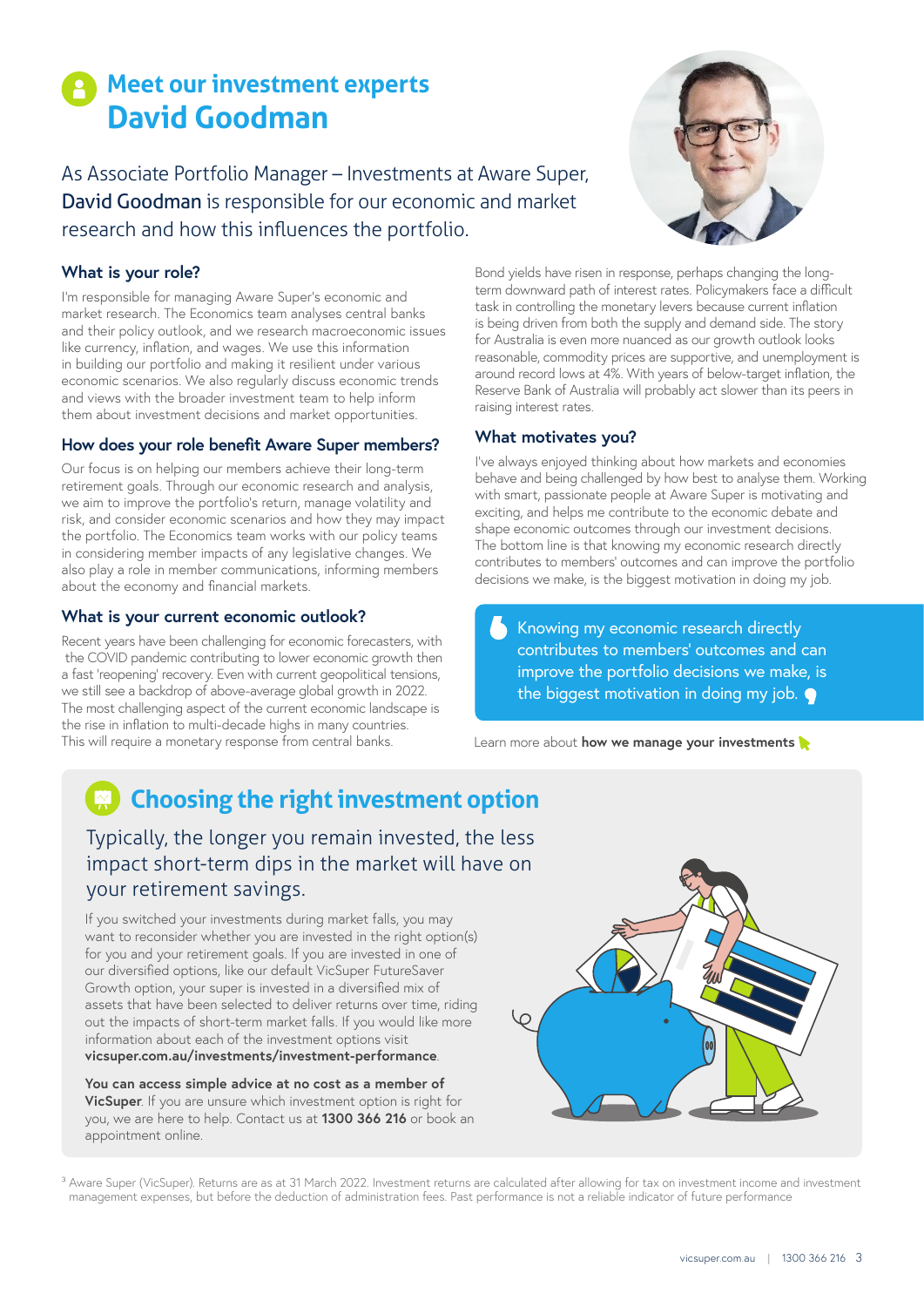# Meet our investment experts
## David Goodman

As Associate Portfolio Manager – Investments at Aware Super, **David Goodman** is responsible for our economic and market research and how this influences the portfolio.

### What is your role?

I'm responsible for managing Aware Super's economic and market research. The Economics team analyses central banks and their policy outlook, and we research macroeconomic issues like currency, inflation, and wages. We use this information in building our portfolio and making it resilient under various economic scenarios. We also regularly discuss economic trends and views with the broader investment team to help inform them about investment decisions and market opportunities.

### How does your role benefit Aware Super members?

Our focus is on helping our members achieve their long-term retirement goals. Through our economic research and analysis, we aim to improve the portfolio's return, manage volatility and risk, and consider economic scenarios and how they may impact the portfolio. The Economics team works with our policy teams in considering member impacts of any legislative changes. We also play a role in member communications, informing members about the economy and financial markets.

### What is your current economic outlook?

Recent years have been challenging for economic forecasters, with the COVID pandemic contributing to lower economic growth then a fast 'reopening' recovery. Even with current geopolitical tensions, we still see a backdrop of above-average global growth in 2022. The most challenging aspect of the current economic landscape is the rise in inflation to multi-decade highs in many countries. This will require a monetary response from central banks.

Bond yields have risen in response, perhaps changing the long-term downward path of interest rates. Policymakers face a difficult task in controlling the monetary levers because current inflation is being driven from both the supply and demand side. The story for Australia is even more nuanced as our growth outlook looks reasonable, commodity prices are supportive, and unemployment is around record lows at 4%. With years of below-target inflation, the Reserve Bank of Australia will probably act slower than its peers in raising interest rates.

### What motivates you?

I've always enjoyed thinking about how markets and economies behave and being challenged by how best to analyse them. Working with smart, passionate people at Aware Super is motivating and exciting, and helps me contribute to the economic debate and shape economic outcomes through our investment decisions. The bottom line is that knowing my economic research directly contributes to members' outcomes and can improve the portfolio decisions we make, is the biggest motivation in doing my job.

> Knowing my economic research directly contributes to members' outcomes and can improve the portfolio decisions we make, is the biggest motivation in doing my job.

Learn more about **how we manage your investments**

# Choosing the right investment option

Typically, the longer you remain invested, the less impact short-term dips in the market will have on your retirement savings.

If you switched your investments during market falls, you may want to reconsider whether you are invested in the right option(s) for you and your retirement goals. If you are invested in one of our diversified options, like our default VicSuper FutureSaver Growth option, your super is invested in a diversified mix of assets that have been selected to deliver returns over time, riding out the impacts of short-term market falls. If you would like more information about each of the investment options visit **vicsuper.com.au/investments/investment-performance**.

**You can access simple advice at no cost as a member of VicSuper**. If you are unsure which investment option is right for you, we are here to help. Contact us at **1300 366 216** or book an appointment online.

[3] Aware Super (VicSuper). Returns are as at 31 March 2022. Investment returns are calculated after allowing for tax on investment income and investment management expenses, but before the deduction of administration fees. Past performance is not a reliable indicator of future performance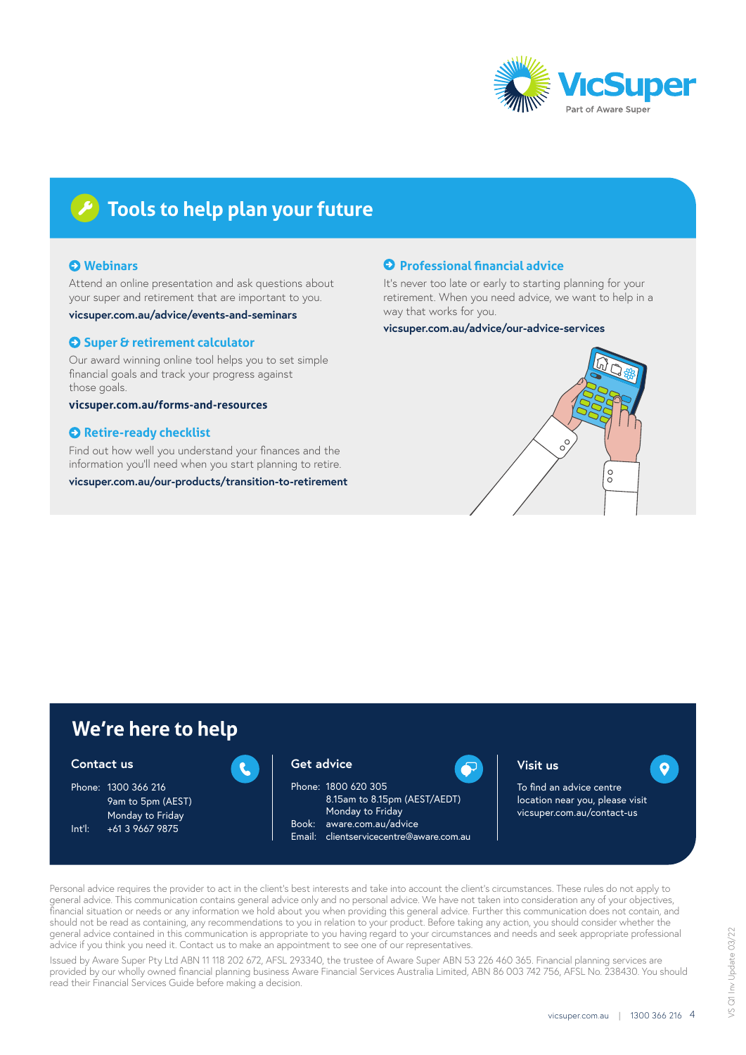# Tools to help plan your future

### Webinars

Attend an online presentation and ask questions about your super and retirement that are important to you.

**vicsuper.com.au/advice/events-and-seminars**

### Super & retirement calculator

Our award winning online tool helps you to set simple financial goals and track your progress against those goals.

**vicsuper.com.au/forms-and-resources**

### Retire-ready checklist

Find out how well you understand your finances and the information you'll need when you start planning to retire.

**vicsuper.com.au/our-products/transition-to-retirement**

### Professional financial advice

It's never too late or early to starting planning for your retirement. When you need advice, we want to help in a way that works for you.

**vicsuper.com.au/advice/our-advice-services**

## We're here to help

### Contact us

Phone: 1300 366 216
9am to 5pm (AEST)
Monday to Friday
Int'l: +61 3 9667 9875

### Get advice

Phone: 1800 620 305
8.15am to 8.15pm (AEST/AEDT)
Monday to Friday
Book: aware.com.au/advice
Email: clientservicecentre@aware.com.au

### Visit us

To find an advice centre location near you, please visit vicsuper.com.au/contact-us

Personal advice requires the provider to act in the client's best interests and take into account the client's circumstances. These rules do not apply to general advice. This communication contains general advice only and no personal advice. We have not taken into consideration any of your objectives, financial situation or needs or any information we hold about you when providing this general advice. Further this communication does not contain, and should not be read as containing, any recommendations to you in relation to your product. Before taking any action, you should consider whether the general advice contained in this communication is appropriate to you having regard to your circumstances and needs and seek appropriate professional advice if you think you need it. Contact us to make an appointment to see one of our representatives.

Issued by Aware Super Pty Ltd ABN 11 118 202 672, AFSL 293340, the trustee of Aware Super ABN 53 226 460 365. Financial planning services are provided by our wholly owned financial planning business Aware Financial Services Australia Limited, ABN 86 003 742 756, AFSL No. 238430. You should read their Financial Services Guide before making a decision.

VS QI Inv Update 03/22